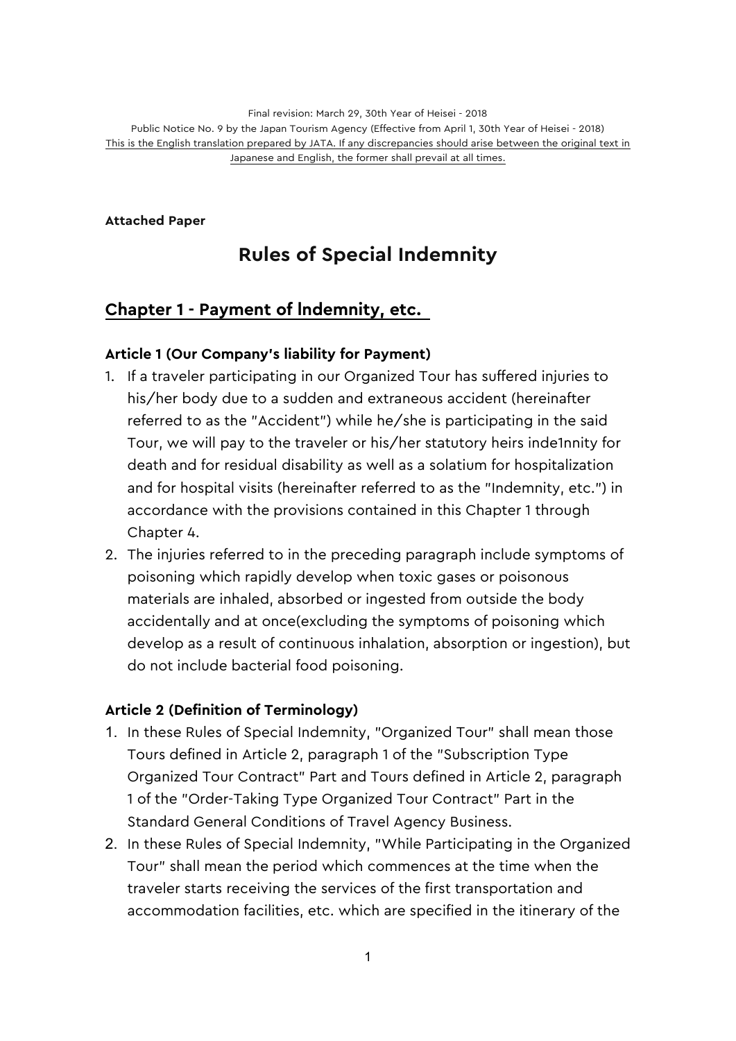Final revision: March 29, 30th Year of Heisei - 2018

Public Notice No. 9 by the Japan Tourism Agency (Effective from April 1, 30th Year of Heisei - 2018)

This is the English translation prepared by JATA. If any discrepancies should arise between the original text in Japanese and English, the former shall prevail at all times.

**Attached Paper**

# Rules of Special Indemnity

## Chapter 1 - Payment of lndemnity, etc.

### Article 1 (Our Company's liability for Payment)

1. If a traveler participating in our Organized Tour has suffered injuries to his/her body due to a sudden and extraneous accident (hereinafter referred to as the "Accident") while he/she is participating in the said Tour, we will pay to the traveler or his/her statutory heirs inde1nnity for death and for residual disability as well as a solatium for hospitalization and for hospital visits (hereinafter referred to as the "Indemnity, etc.") in accordance with the provisions contained in this Chapter 1 through Chapter 4.
2. The injuries referred to in the preceding paragraph include symptoms of poisoning which rapidly develop when toxic gases or poisonous materials are inhaled, absorbed or ingested from outside the body accidentally and at once(excluding the symptoms of poisoning which develop as a result of continuous inhalation, absorption or ingestion), but do not include bacterial food poisoning.

### Article 2 (Definition of Terminology)

1. In these Rules of Special Indemnity, "Organized Tour" shall mean those Tours defined in Article 2, paragraph 1 of the "Subscription Type Organized Tour Contract" Part and Tours defined in Article 2, paragraph 1 of the "Order-Taking Type Organized Tour Contract" Part in the Standard General Conditions of Travel Agency Business.
2. In these Rules of Special Indemnity, "While Participating in the Organized Tour" shall mean the period which commences at the time when the traveler starts receiving the services of the first transportation and accommodation facilities, etc. which are specified in the itinerary of the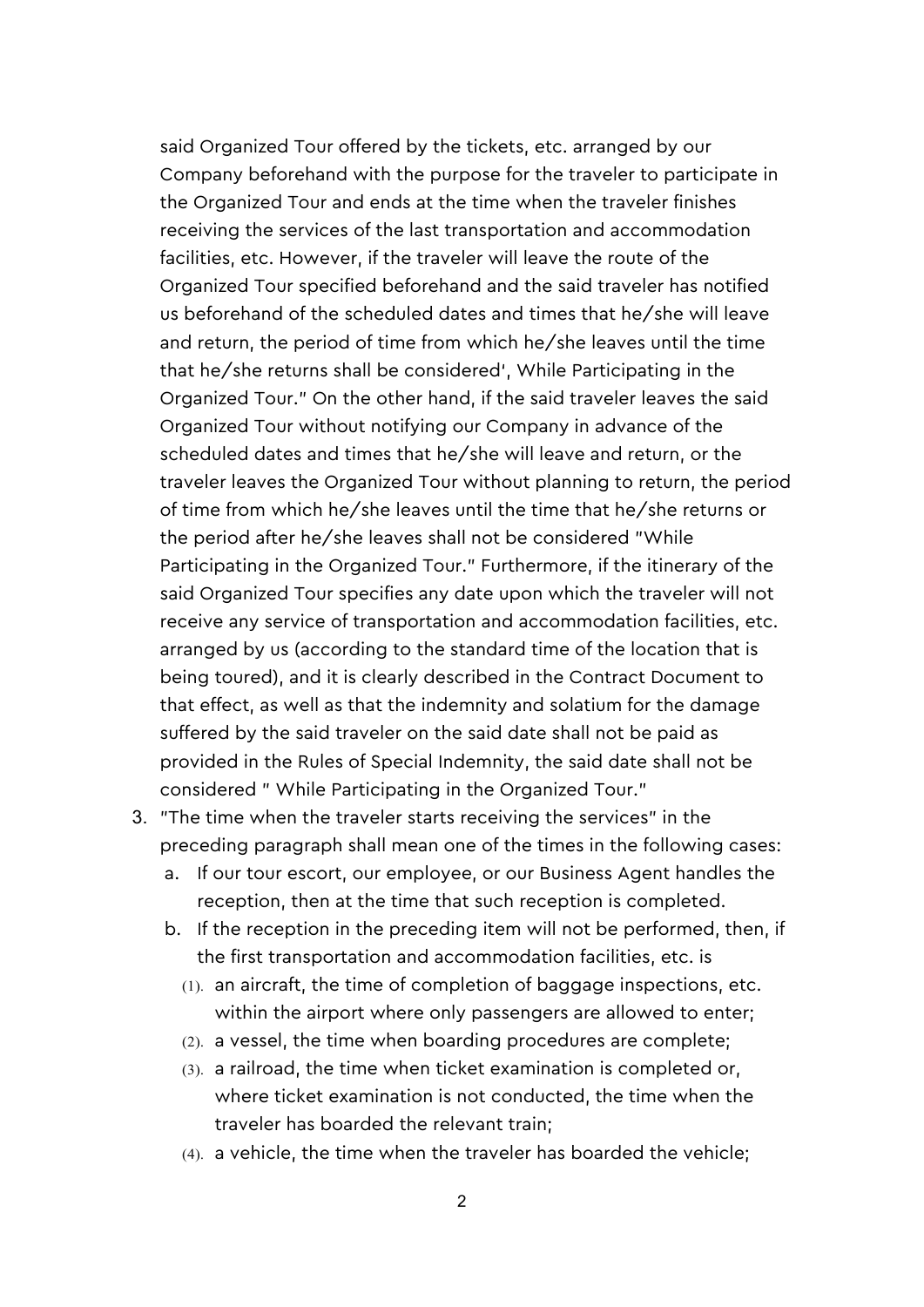said Organized Tour offered by the tickets, etc. arranged by our Company beforehand with the purpose for the traveler to participate in the Organized Tour and ends at the time when the traveler finishes receiving the services of the last transportation and accommodation facilities, etc. However, if the traveler will leave the route of the Organized Tour specified beforehand and the said traveler has notified us beforehand of the scheduled dates and times that he/she will leave and return, the period of time from which he/she leaves until the time that he/she returns shall be considered', While Participating in the Organized Tour." On the other hand, if the said traveler leaves the said Organized Tour without notifying our Company in advance of the scheduled dates and times that he/she will leave and return, or the traveler leaves the Organized Tour without planning to return, the period of time from which he/she leaves until the time that he/she returns or the period after he/she leaves shall not be considered "While Participating in the Organized Tour." Furthermore, if the itinerary of the said Organized Tour specifies any date upon which the traveler will not receive any service of transportation and accommodation facilities, etc. arranged by us (according to the standard time of the location that is being toured), and it is clearly described in the Contract Document to that effect, as well as that the indemnity and solatium for the damage suffered by the said traveler on the said date shall not be paid as provided in the Rules of Special Indemnity, the said date shall not be considered " While Participating in the Organized Tour."

3. "The time when the traveler starts receiving the services" in the preceding paragraph shall mean one of the times in the following cases:
   a. If our tour escort, our employee, or our Business Agent handles the reception, then at the time that such reception is completed.
   b. If the reception in the preceding item will not be performed, then, if the first transportation and accommodation facilities, etc. is
      (1). an aircraft, the time of completion of baggage inspections, etc. within the airport where only passengers are allowed to enter;
      (2). a vessel, the time when boarding procedures are complete;
      (3). a railroad, the time when ticket examination is completed or, where ticket examination is not conducted, the time when the traveler has boarded the relevant train;
      (4). a vehicle, the time when the traveler has boarded the vehicle;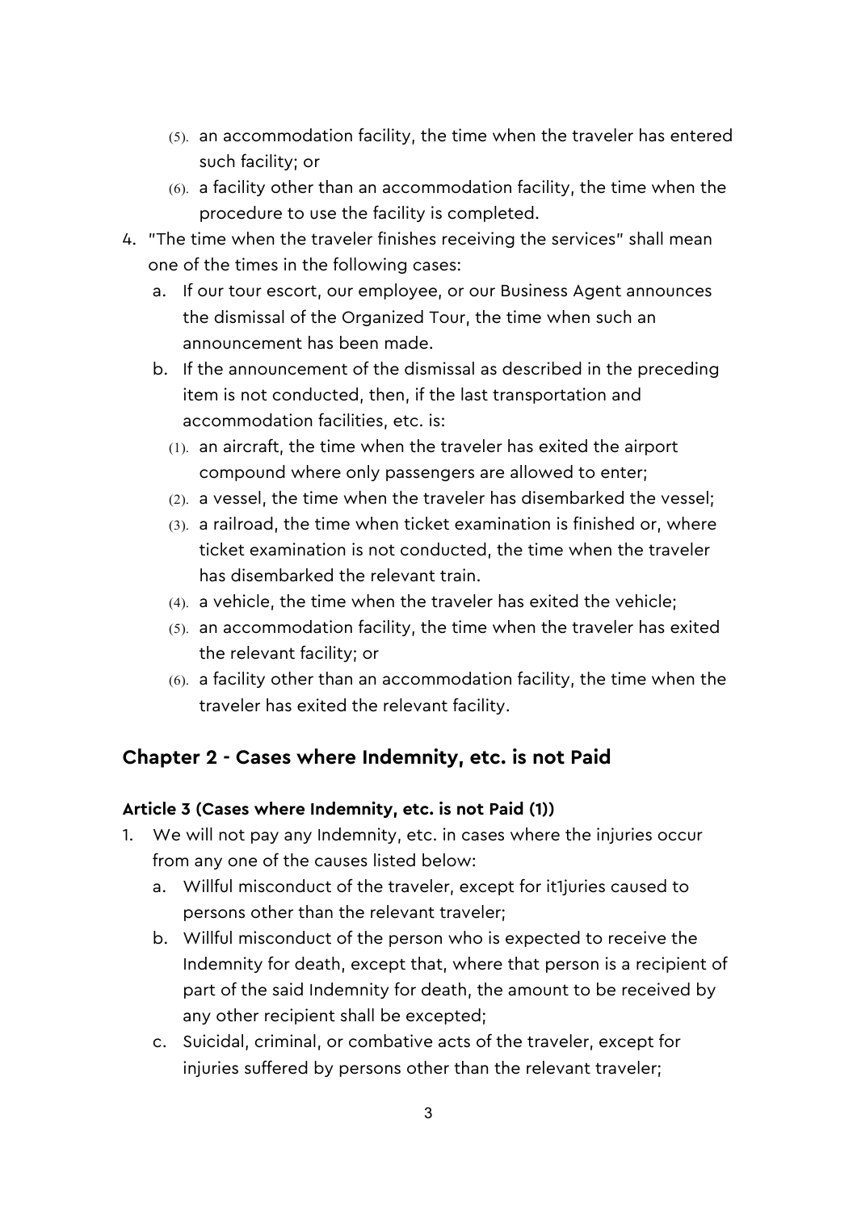(5). an accommodation facility, the time when the traveler has entered such facility; or
    (6). a facility other than an accommodation facility, the time when the procedure to use the facility is completed.

4. "The time when the traveler finishes receiving the services" shall mean one of the times in the following cases:
   a. If our tour escort, our employee, or our Business Agent announces the dismissal of the Organized Tour, the time when such an announcement has been made.
   b. If the announcement of the dismissal as described in the preceding item is not conducted, then, if the last transportation and accommodation facilities, etc. is:
      (1). an aircraft, the time when the traveler has exited the airport compound where only passengers are allowed to enter;
      (2). a vessel, the time when the traveler has disembarked the vessel;
      (3). a railroad, the time when ticket examination is finished or, where ticket examination is not conducted, the time when the traveler has disembarked the relevant train.
      (4). a vehicle, the time when the traveler has exited the vehicle;
      (5). an accommodation facility, the time when the traveler has exited the relevant facility; or
      (6). a facility other than an accommodation facility, the time when the traveler has exited the relevant facility.

## Chapter 2 - Cases where Indemnity, etc. is not Paid

### Article 3 (Cases where Indemnity, etc. is not Paid (1))

1. We will not pay any Indemnity, etc. in cases where the injuries occur from any one of the causes listed below:
   a. Willful misconduct of the traveler, except for it1juries caused to persons other than the relevant traveler;
   b. Willful misconduct of the person who is expected to receive the Indemnity for death, except that, where that person is a recipient of part of the said Indemnity for death, the amount to be received by any other recipient shall be excepted;
   c. Suicidal, criminal, or combative acts of the traveler, except for injuries suffered by persons other than the relevant traveler;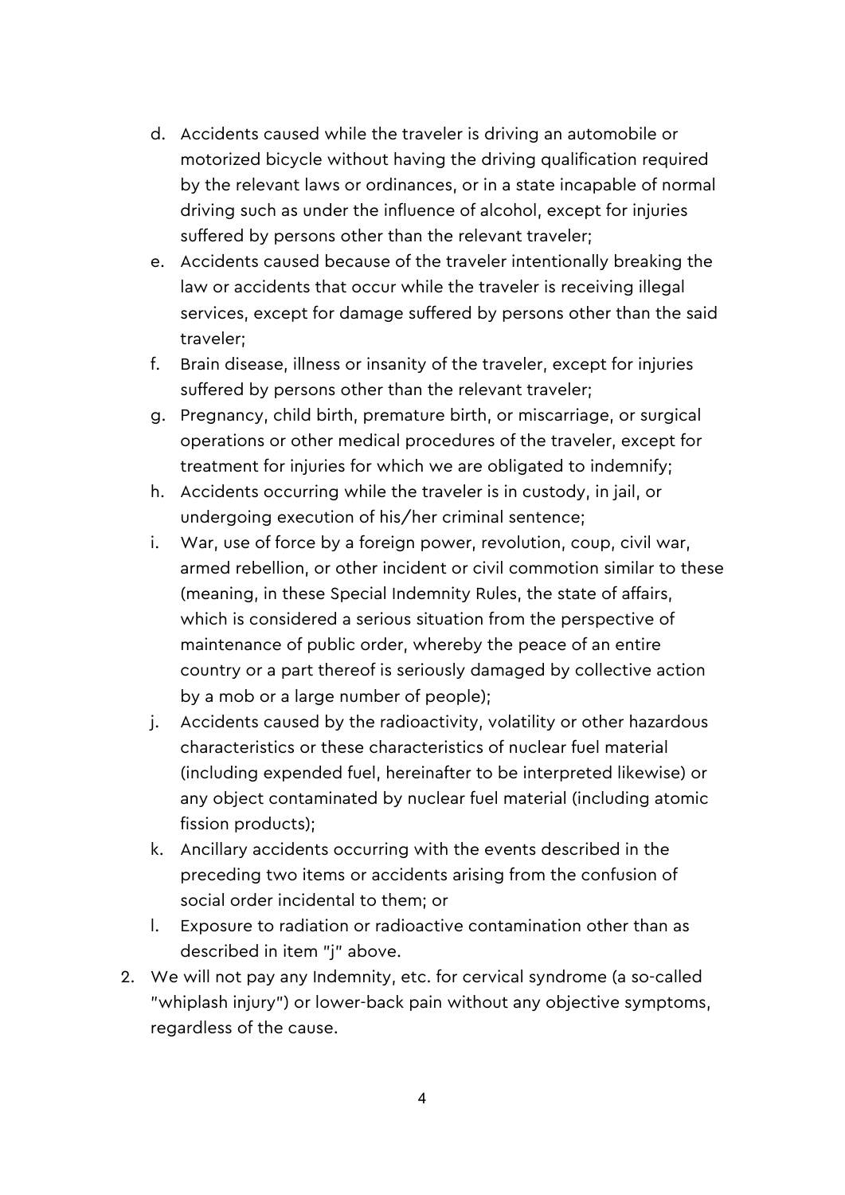d. Accidents caused while the traveler is driving an automobile or motorized bicycle without having the driving qualification required by the relevant laws or ordinances, or in a state incapable of normal driving such as under the influence of alcohol, except for injuries suffered by persons other than the relevant traveler;
e. Accidents caused because of the traveler intentionally breaking the law or accidents that occur while the traveler is receiving illegal services, except for damage suffered by persons other than the said traveler;
f. Brain disease, illness or insanity of the traveler, except for injuries suffered by persons other than the relevant traveler;
g. Pregnancy, child birth, premature birth, or miscarriage, or surgical operations or other medical procedures of the traveler, except for treatment for injuries for which we are obligated to indemnify;
h. Accidents occurring while the traveler is in custody, in jail, or undergoing execution of his/her criminal sentence;
i. War, use of force by a foreign power, revolution, coup, civil war, armed rebellion, or other incident or civil commotion similar to these (meaning, in these Special Indemnity Rules, the state of affairs, which is considered a serious situation from the perspective of maintenance of public order, whereby the peace of an entire country or a part thereof is seriously damaged by collective action by a mob or a large number of people);
j. Accidents caused by the radioactivity, volatility or other hazardous characteristics or these characteristics of nuclear fuel material (including expended fuel, hereinafter to be interpreted likewise) or any object contaminated by nuclear fuel material (including atomic fission products);
k. Ancillary accidents occurring with the events described in the preceding two items or accidents arising from the confusion of social order incidental to them; or
l. Exposure to radiation or radioactive contamination other than as described in item "j" above.

2. We will not pay any Indemnity, etc. for cervical syndrome (a so-called "whiplash injury") or lower-back pain without any objective symptoms, regardless of the cause.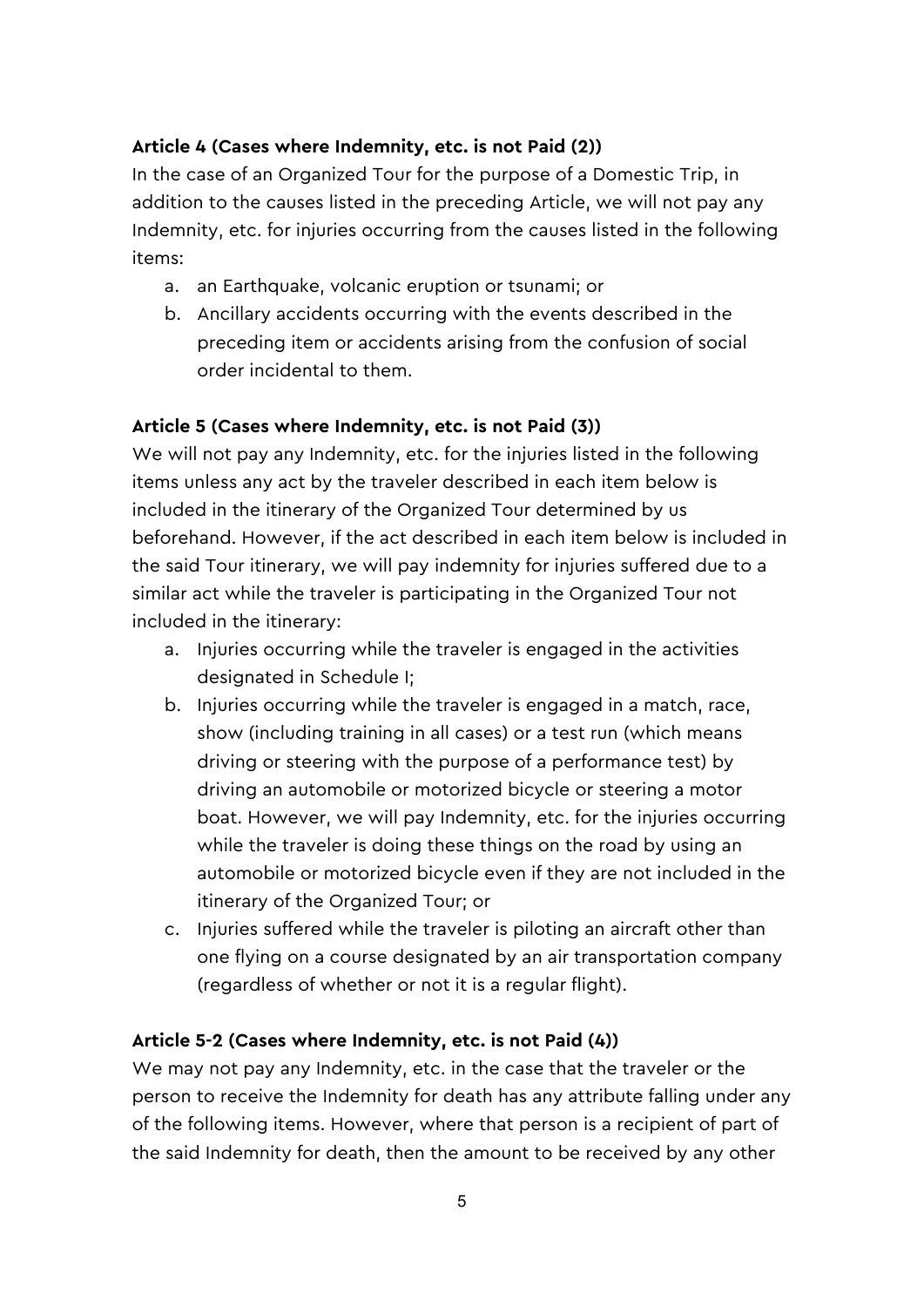**Article 4 (Cases where Indemnity, etc. is not Paid (2))**

In the case of an Organized Tour for the purpose of a Domestic Trip, in addition to the causes listed in the preceding Article, we will not pay any Indemnity, etc. for injuries occurring from the causes listed in the following items:

a. an Earthquake, volcanic eruption or tsunami; or
b. Ancillary accidents occurring with the events described in the preceding item or accidents arising from the confusion of social order incidental to them.

**Article 5 (Cases where Indemnity, etc. is not Paid (3))**

We will not pay any Indemnity, etc. for the injuries listed in the following items unless any act by the traveler described in each item below is included in the itinerary of the Organized Tour determined by us beforehand. However, if the act described in each item below is included in the said Tour itinerary, we will pay indemnity for injuries suffered due to a similar act while the traveler is participating in the Organized Tour not included in the itinerary:

a. Injuries occurring while the traveler is engaged in the activities designated in Schedule I;
b. Injuries occurring while the traveler is engaged in a match, race, show (including training in all cases) or a test run (which means driving or steering with the purpose of a performance test) by driving an automobile or motorized bicycle or steering a motor boat. However, we will pay Indemnity, etc. for the injuries occurring while the traveler is doing these things on the road by using an automobile or motorized bicycle even if they are not included in the itinerary of the Organized Tour; or
c. Injuries suffered while the traveler is piloting an aircraft other than one flying on a course designated by an air transportation company (regardless of whether or not it is a regular flight).

**Article 5-2 (Cases where Indemnity, etc. is not Paid (4))**

We may not pay any Indemnity, etc. in the case that the traveler or the person to receive the Indemnity for death has any attribute falling under any of the following items. However, where that person is a recipient of part of the said Indemnity for death, then the amount to be received by any other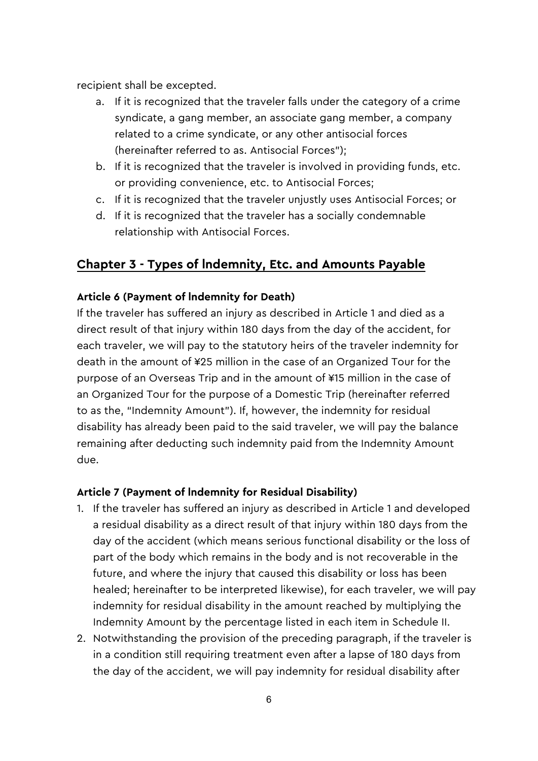recipient shall be excepted.

a. If it is recognized that the traveler falls under the category of a crime syndicate, a gang member, an associate gang member, a company related to a crime syndicate, or any other antisocial forces (hereinafter referred to as. Antisocial Forces");
b. If it is recognized that the traveler is involved in providing funds, etc. or providing convenience, etc. to Antisocial Forces;
c. If it is recognized that the traveler unjustly uses Antisocial Forces; or
d. If it is recognized that the traveler has a socially condemnable relationship with Antisocial Forces.

## Chapter 3 - Types of Indemnity, Etc. and Amounts Payable

### Article 6 (Payment of Indemnity for Death)

If the traveler has suffered an injury as described in Article 1 and died as a direct result of that injury within 180 days from the day of the accident, for each traveler, we will pay to the statutory heirs of the traveler indemnity for death in the amount of ¥25 million in the case of an Organized Tour for the purpose of an Overseas Trip and in the amount of ¥15 million in the case of an Organized Tour for the purpose of a Domestic Trip (hereinafter referred to as the, "Indemnity Amount"). If, however, the indemnity for residual disability has already been paid to the said traveler, we will pay the balance remaining after deducting such indemnity paid from the Indemnity Amount due.

### Article 7 (Payment of Indemnity for Residual Disability)

1. If the traveler has suffered an injury as described in Article 1 and developed a residual disability as a direct result of that injury within 180 days from the day of the accident (which means serious functional disability or the loss of part of the body which remains in the body and is not recoverable in the future, and where the injury that caused this disability or loss has been healed; hereinafter to be interpreted likewise), for each traveler, we will pay indemnity for residual disability in the amount reached by multiplying the Indemnity Amount by the percentage listed in each item in Schedule II.
2. Notwithstanding the provision of the preceding paragraph, if the traveler is in a condition still requiring treatment even after a lapse of 180 days from the day of the accident, we will pay indemnity for residual disability after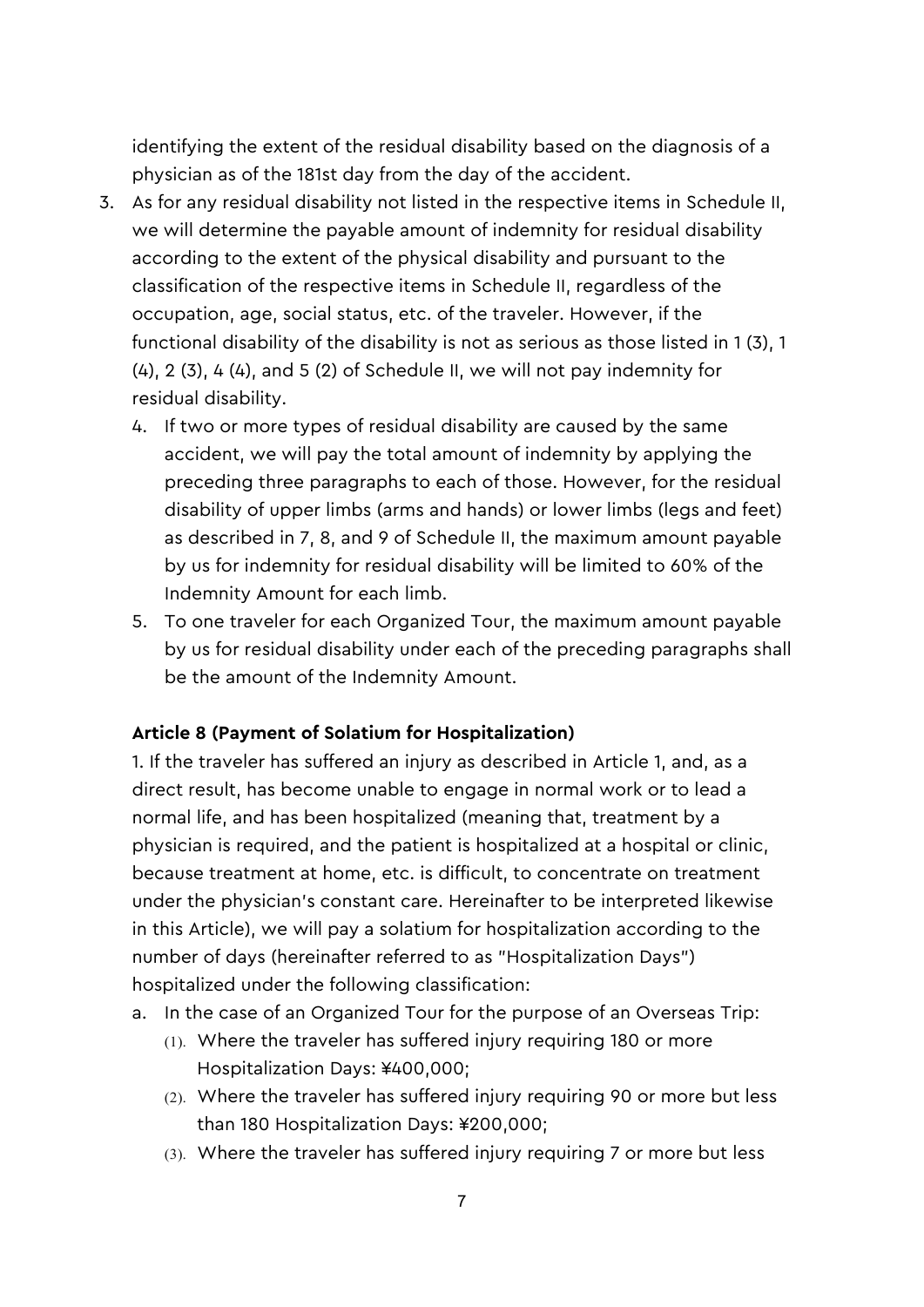identifying the extent of the residual disability based on the diagnosis of a physician as of the 181st day from the day of the accident.

3. As for any residual disability not listed in the respective items in Schedule II, we will determine the payable amount of indemnity for residual disability according to the extent of the physical disability and pursuant to the classification of the respective items in Schedule II, regardless of the occupation, age, social status, etc. of the traveler. However, if the functional disability of the disability is not as serious as those listed in 1 (3), 1 (4), 2 (3), 4 (4), and 5 (2) of Schedule II, we will not pay indemnity for residual disability.
    4. If two or more types of residual disability are caused by the same accident, we will pay the total amount of indemnity by applying the preceding three paragraphs to each of those. However, for the residual disability of upper limbs (arms and hands) or lower limbs (legs and feet) as described in 7, 8, and 9 of Schedule II, the maximum amount payable by us for indemnity for residual disability will be limited to 60% of the Indemnity Amount for each limb.
    5. To one traveler for each Organized Tour, the maximum amount payable by us for residual disability under each of the preceding paragraphs shall be the amount of the Indemnity Amount.

**Article 8 (Payment of Solatium for Hospitalization)**

1. If the traveler has suffered an injury as described in Article 1, and, as a direct result, has become unable to engage in normal work or to lead a normal life, and has been hospitalized (meaning that, treatment by a physician is required, and the patient is hospitalized at a hospital or clinic, because treatment at home, etc. is difficult, to concentrate on treatment under the physician's constant care. Hereinafter to be interpreted likewise in this Article), we will pay a solatium for hospitalization according to the number of days (hereinafter referred to as "Hospitalization Days") hospitalized under the following classification:

a. In the case of an Organized Tour for the purpose of an Overseas Trip:
    (1). Where the traveler has suffered injury requiring 180 or more Hospitalization Days: ¥400,000;
    (2). Where the traveler has suffered injury requiring 90 or more but less than 180 Hospitalization Days: ¥200,000;
    (3). Where the traveler has suffered injury requiring 7 or more but less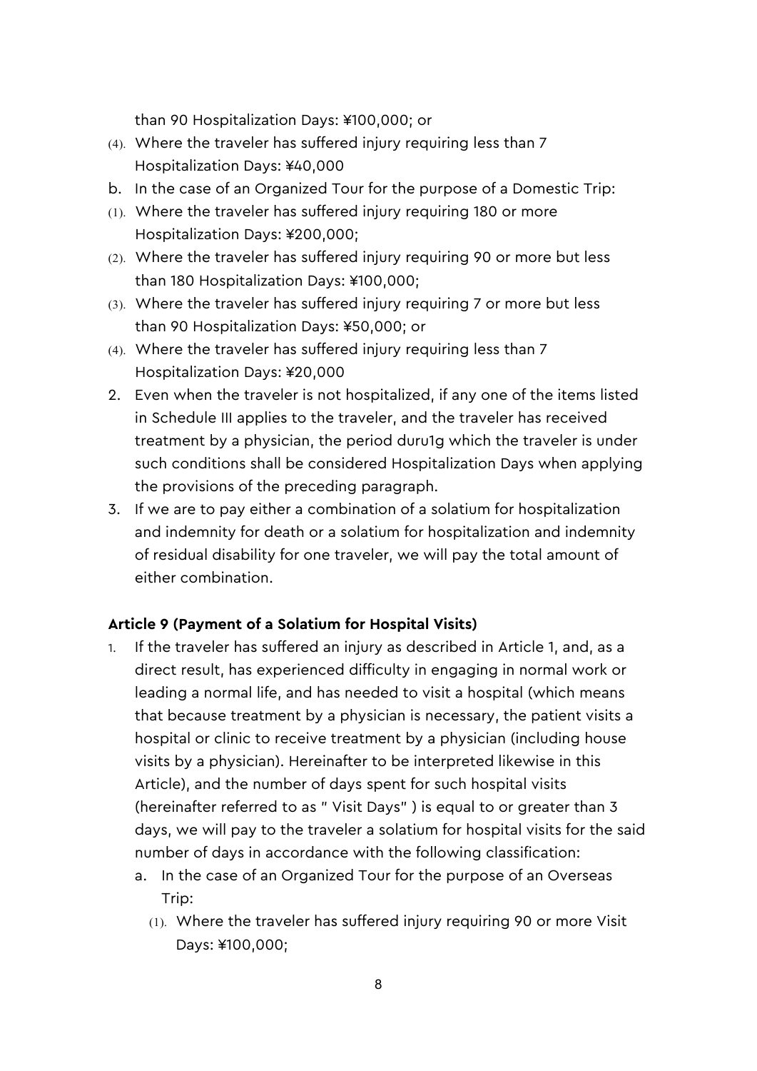than 90 Hospitalization Days: ¥100,000; or

(4). Where the traveler has suffered injury requiring less than 7 Hospitalization Days: ¥40,000

b. In the case of an Organized Tour for the purpose of a Domestic Trip:

(1). Where the traveler has suffered injury requiring 180 or more Hospitalization Days: ¥200,000;

(2). Where the traveler has suffered injury requiring 90 or more but less than 180 Hospitalization Days: ¥100,000;

(3). Where the traveler has suffered injury requiring 7 or more but less than 90 Hospitalization Days: ¥50,000; or

(4). Where the traveler has suffered injury requiring less than 7 Hospitalization Days: ¥20,000

2. Even when the traveler is not hospitalized, if any one of the items listed in Schedule III applies to the traveler, and the traveler has received treatment by a physician, the period duru1g which the traveler is under such conditions shall be considered Hospitalization Days when applying the provisions of the preceding paragraph.

3. If we are to pay either a combination of a solatium for hospitalization and indemnity for death or a solatium for hospitalization and indemnity of residual disability for one traveler, we will pay the total amount of either combination.

**Article 9 (Payment of a Solatium for Hospital Visits)**

1. If the traveler has suffered an injury as described in Article 1, and, as a direct result, has experienced difficulty in engaging in normal work or leading a normal life, and has needed to visit a hospital (which means that because treatment by a physician is necessary, the patient visits a hospital or clinic to receive treatment by a physician (including house visits by a physician). Hereinafter to be interpreted likewise in this Article), and the number of days spent for such hospital visits (hereinafter referred to as " Visit Days" ) is equal to or greater than 3 days, we will pay to the traveler a solatium for hospital visits for the said number of days in accordance with the following classification:
   a. In the case of an Organized Tour for the purpose of an Overseas Trip:
      (1). Where the traveler has suffered injury requiring 90 or more Visit Days: ¥100,000;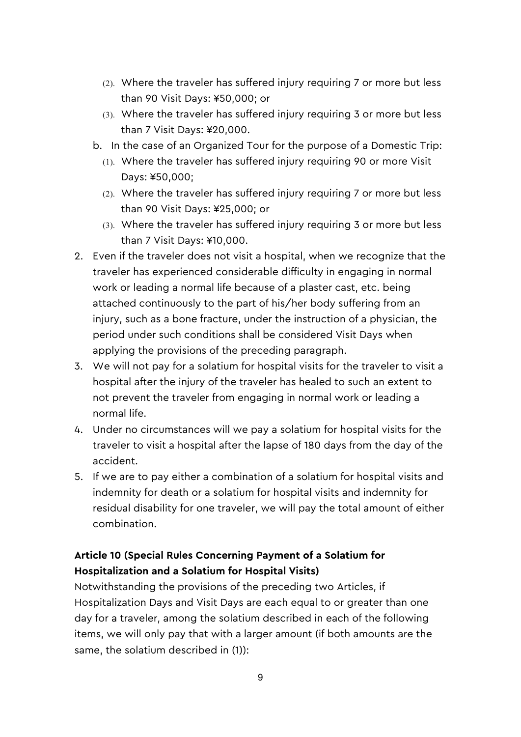(2). Where the traveler has suffered injury requiring 7 or more but less than 90 Visit Days: ¥50,000; or

(3). Where the traveler has suffered injury requiring 3 or more but less than 7 Visit Days: ¥20,000.

b. In the case of an Organized Tour for the purpose of a Domestic Trip:

(1). Where the traveler has suffered injury requiring 90 or more Visit Days: ¥50,000;

(2). Where the traveler has suffered injury requiring 7 or more but less than 90 Visit Days: ¥25,000; or

(3). Where the traveler has suffered injury requiring 3 or more but less than 7 Visit Days: ¥10,000.

2. Even if the traveler does not visit a hospital, when we recognize that the traveler has experienced considerable difficulty in engaging in normal work or leading a normal life because of a plaster cast, etc. being attached continuously to the part of his/her body suffering from an injury, such as a bone fracture, under the instruction of a physician, the period under such conditions shall be considered Visit Days when applying the provisions of the preceding paragraph.
3. We will not pay for a solatium for hospital visits for the traveler to visit a hospital after the injury of the traveler has healed to such an extent to not prevent the traveler from engaging in normal work or leading a normal life.
4. Under no circumstances will we pay a solatium for hospital visits for the traveler to visit a hospital after the lapse of 180 days from the day of the accident.
5. If we are to pay either a combination of a solatium for hospital visits and indemnity for death or a solatium for hospital visits and indemnity for residual disability for one traveler, we will pay the total amount of either combination.

**Article 10 (Special Rules Concerning Payment of a Solatium for Hospitalization and a Solatium for Hospital Visits)**

Notwithstanding the provisions of the preceding two Articles, if Hospitalization Days and Visit Days are each equal to or greater than one day for a traveler, among the solatium described in each of the following items, we will only pay that with a larger amount (if both amounts are the same, the solatium described in (1)):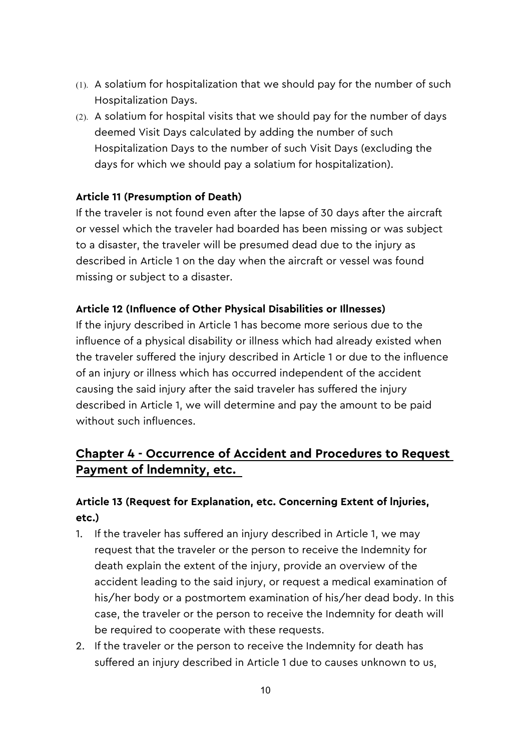(1). A solatium for hospitalization that we should pay for the number of such Hospitalization Days.
(2). A solatium for hospital visits that we should pay for the number of days deemed Visit Days calculated by adding the number of such Hospitalization Days to the number of such Visit Days (excluding the days for which we should pay a solatium for hospitalization).

**Article 11 (Presumption of Death)**

If the traveler is not found even after the lapse of 30 days after the aircraft or vessel which the traveler had boarded has been missing or was subject to a disaster, the traveler will be presumed dead due to the injury as described in Article 1 on the day when the aircraft or vessel was found missing or subject to a disaster.

**Article 12 (Influence of Other Physical Disabilities or Illnesses)**

If the injury described in Article 1 has become more serious due to the influence of a physical disability or illness which had already existed when the traveler suffered the injury described in Article 1 or due to the influence of an injury or illness which has occurred independent of the accident causing the said injury after the said traveler has suffered the injury described in Article 1, we will determine and pay the amount to be paid without such influences.

## Chapter 4 - Occurrence of Accident and Procedures to Request Payment of Indemnity, etc.

### Article 13 (Request for Explanation, etc. Concerning Extent of Injuries, etc.)

1. If the traveler has suffered an injury described in Article 1, we may request that the traveler or the person to receive the Indemnity for death explain the extent of the injury, provide an overview of the accident leading to the said injury, or request a medical examination of his/her body or a postmortem examination of his/her dead body. In this case, the traveler or the person to receive the Indemnity for death will be required to cooperate with these requests.
2. If the traveler or the person to receive the Indemnity for death has suffered an injury described in Article 1 due to causes unknown to us,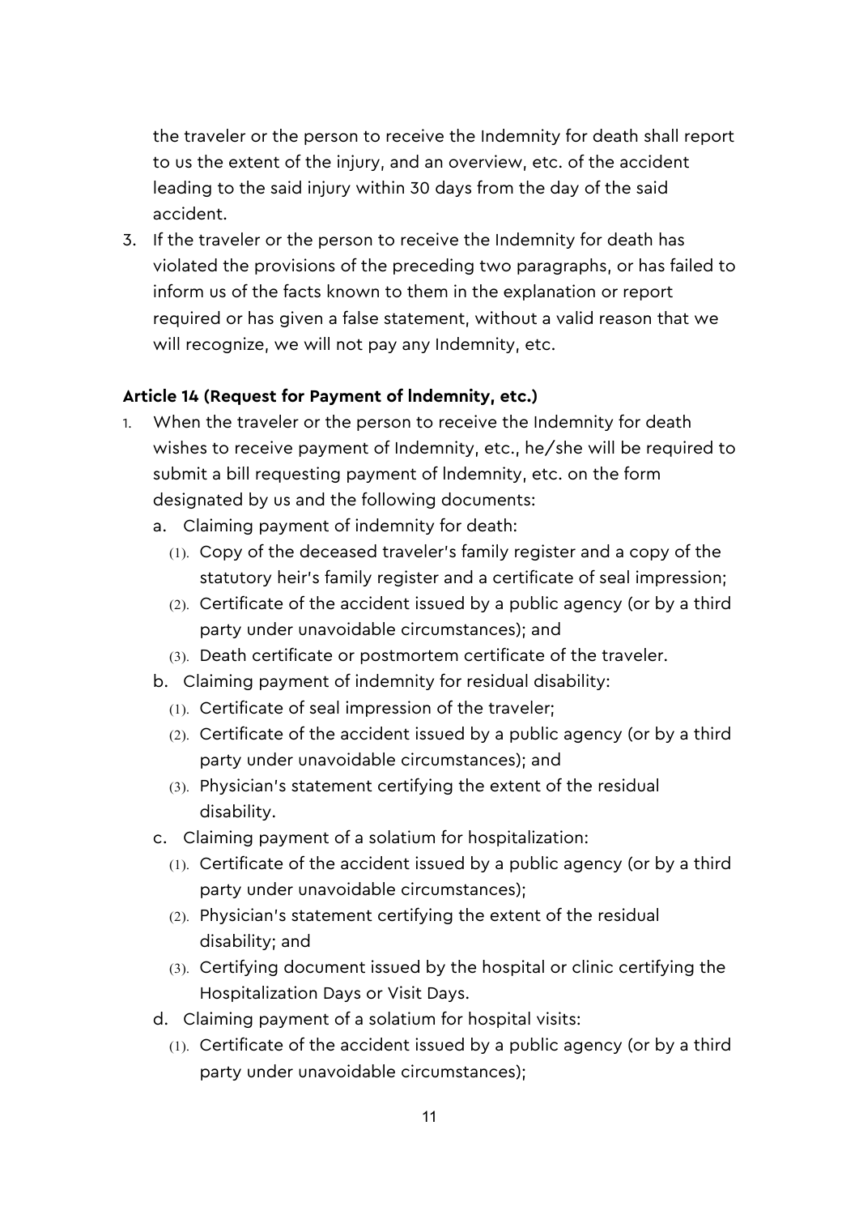the traveler or the person to receive the Indemnity for death shall report to us the extent of the injury, and an overview, etc. of the accident leading to the said injury within 30 days from the day of the said accident.

3. If the traveler or the person to receive the Indemnity for death has violated the provisions of the preceding two paragraphs, or has failed to inform us of the facts known to them in the explanation or report required or has given a false statement, without a valid reason that we will recognize, we will not pay any Indemnity, etc.

**Article 14 (Request for Payment of lndemnity, etc.)**

1. When the traveler or the person to receive the Indemnity for death wishes to receive payment of Indemnity, etc., he/she will be required to submit a bill requesting payment of lndemnity, etc. on the form designated by us and the following documents:
   a. Claiming payment of indemnity for death:
      (1). Copy of the deceased traveler's family register and a copy of the statutory heir's family register and a certificate of seal impression;
      (2). Certificate of the accident issued by a public agency (or by a third party under unavoidable circumstances); and
      (3). Death certificate or postmortem certificate of the traveler.
   b. Claiming payment of indemnity for residual disability:
      (1). Certificate of seal impression of the traveler;
      (2). Certificate of the accident issued by a public agency (or by a third party under unavoidable circumstances); and
      (3). Physician's statement certifying the extent of the residual disability.
   c. Claiming payment of a solatium for hospitalization:
      (1). Certificate of the accident issued by a public agency (or by a third party under unavoidable circumstances);
      (2). Physician's statement certifying the extent of the residual disability; and
      (3). Certifying document issued by the hospital or clinic certifying the Hospitalization Days or Visit Days.
   d. Claiming payment of a solatium for hospital visits:
      (1). Certificate of the accident issued by a public agency (or by a third party under unavoidable circumstances);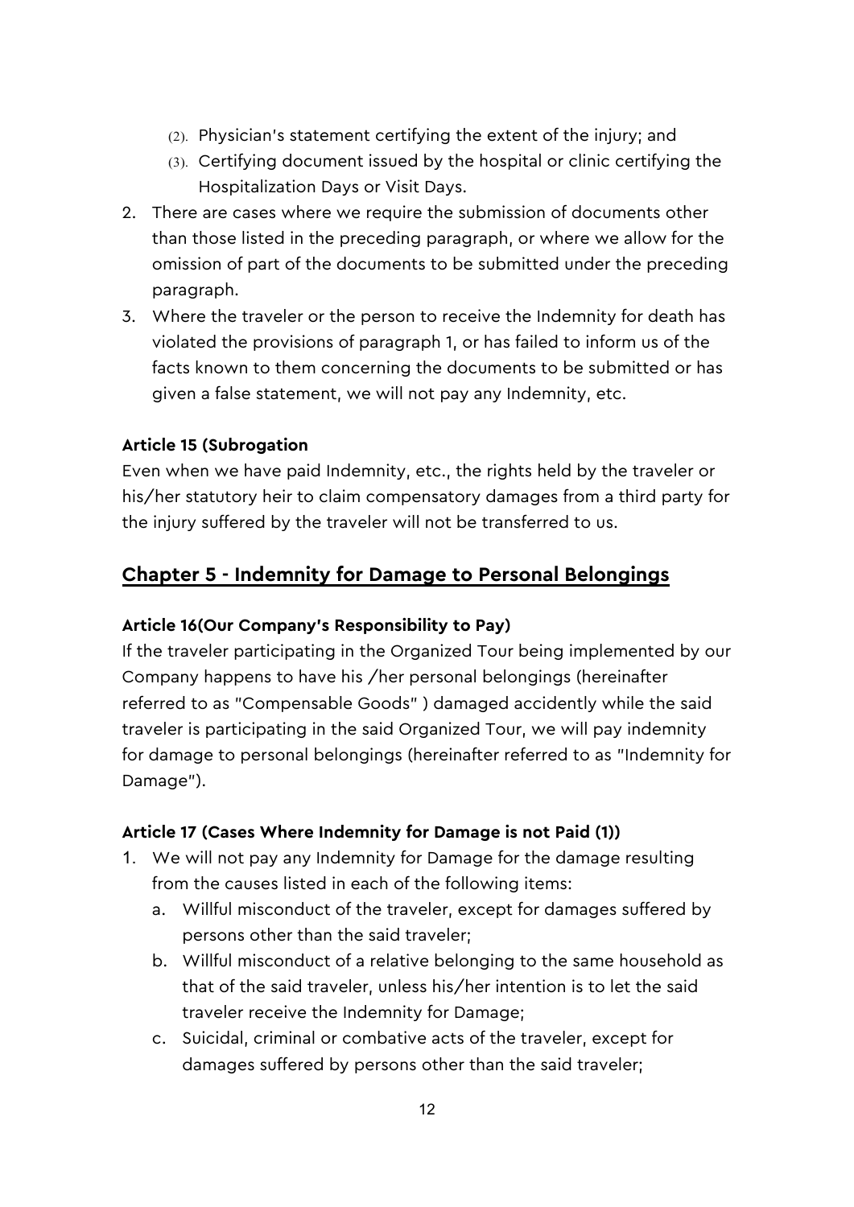(2). Physician's statement certifying the extent of the injury; and
   (3). Certifying document issued by the hospital or clinic certifying the Hospitalization Days or Visit Days.
2. There are cases where we require the submission of documents other than those listed in the preceding paragraph, or where we allow for the omission of part of the documents to be submitted under the preceding paragraph.
3. Where the traveler or the person to receive the Indemnity for death has violated the provisions of paragraph 1, or has failed to inform us of the facts known to them concerning the documents to be submitted or has given a false statement, we will not pay any Indemnity, etc.

**Article 15 (Subrogation**

Even when we have paid Indemnity, etc., the rights held by the traveler or his/her statutory heir to claim compensatory damages from a third party for the injury suffered by the traveler will not be transferred to us.

## Chapter 5 - Indemnity for Damage to Personal Belongings

**Article 16(Our Company's Responsibility to Pay)**

If the traveler participating in the Organized Tour being implemented by our Company happens to have his /her personal belongings (hereinafter referred to as "Compensable Goods" ) damaged accidently while the said traveler is participating in the said Organized Tour, we will pay indemnity for damage to personal belongings (hereinafter referred to as "Indemnity for Damage").

**Article 17 (Cases Where Indemnity for Damage is not Paid (1))**

1. We will not pay any Indemnity for Damage for the damage resulting from the causes listed in each of the following items:
   a. Willful misconduct of the traveler, except for damages suffered by persons other than the said traveler;
   b. Willful misconduct of a relative belonging to the same household as that of the said traveler, unless his/her intention is to let the said traveler receive the Indemnity for Damage;
   c. Suicidal, criminal or combative acts of the traveler, except for damages suffered by persons other than the said traveler;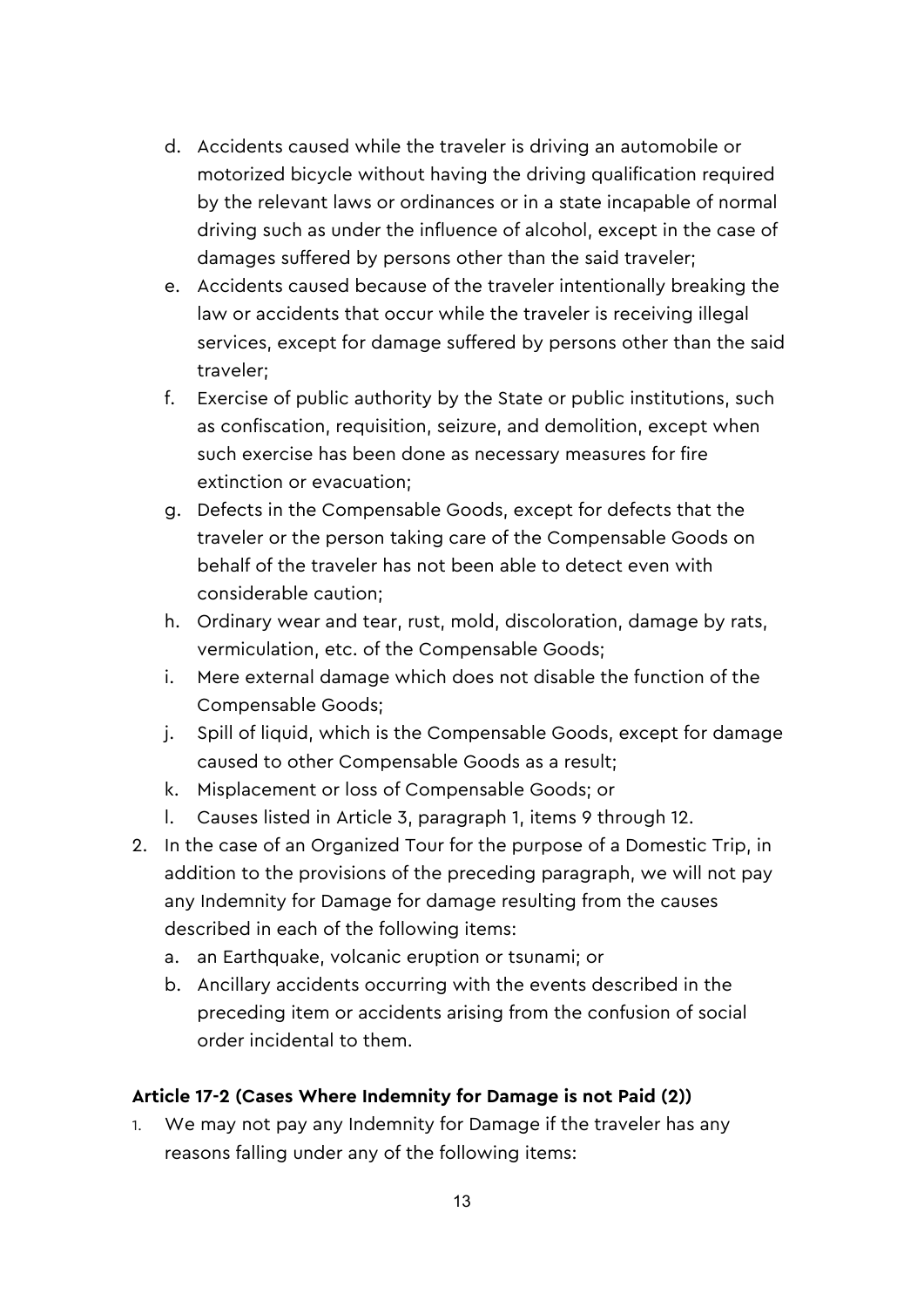d. Accidents caused while the traveler is driving an automobile or motorized bicycle without having the driving qualification required by the relevant laws or ordinances or in a state incapable of normal driving such as under the influence of alcohol, except in the case of damages suffered by persons other than the said traveler;
e. Accidents caused because of the traveler intentionally breaking the law or accidents that occur while the traveler is receiving illegal services, except for damage suffered by persons other than the said traveler;
f. Exercise of public authority by the State or public institutions, such as confiscation, requisition, seizure, and demolition, except when such exercise has been done as necessary measures for fire extinction or evacuation;
g. Defects in the Compensable Goods, except for defects that the traveler or the person taking care of the Compensable Goods on behalf of the traveler has not been able to detect even with considerable caution;
h. Ordinary wear and tear, rust, mold, discoloration, damage by rats, vermiculation, etc. of the Compensable Goods;
i. Mere external damage which does not disable the function of the Compensable Goods;
j. Spill of liquid, which is the Compensable Goods, except for damage caused to other Compensable Goods as a result;
k. Misplacement or loss of Compensable Goods; or
l. Causes listed in Article 3, paragraph 1, items 9 through 12.

2. In the case of an Organized Tour for the purpose of a Domestic Trip, in addition to the provisions of the preceding paragraph, we will not pay any Indemnity for Damage for damage resulting from the causes described in each of the following items:
   a. an Earthquake, volcanic eruption or tsunami; or
   b. Ancillary accidents occurring with the events described in the preceding item or accidents arising from the confusion of social order incidental to them.

#### Article 17-2 (Cases Where Indemnity for Damage is not Paid (2))

1. We may not pay any Indemnity for Damage if the traveler has any reasons falling under any of the following items: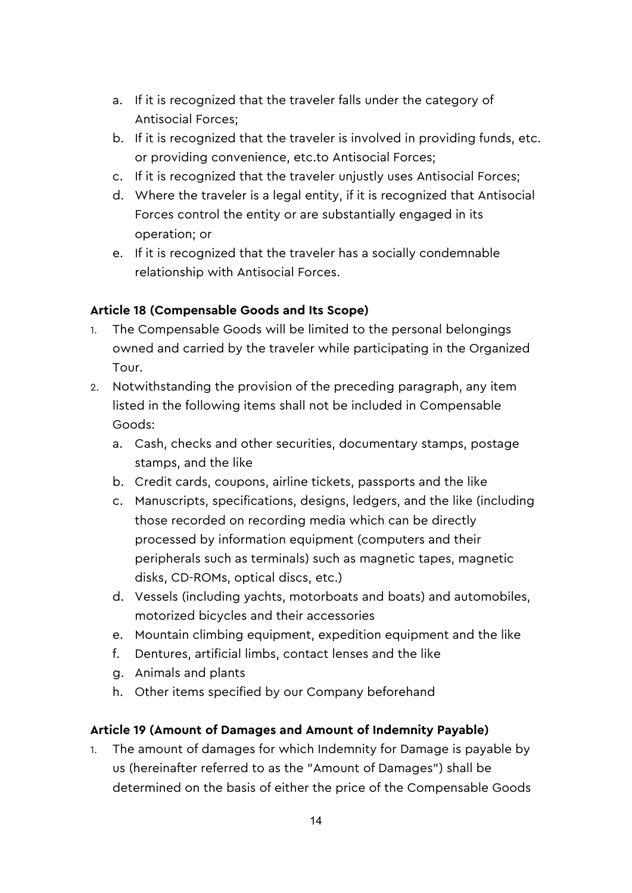a. If it is recognized that the traveler falls under the category of Antisocial Forces;
b. If it is recognized that the traveler is involved in providing funds, etc. or providing convenience, etc.to Antisocial Forces;
c. If it is recognized that the traveler unjustly uses Antisocial Forces;
d. Where the traveler is a legal entity, if it is recognized that Antisocial Forces control the entity or are substantially engaged in its operation; or
e. If it is recognized that the traveler has a socially condemnable relationship with Antisocial Forces.

**Article 18 (Compensable Goods and Its Scope)**

1. The Compensable Goods will be limited to the personal belongings owned and carried by the traveler while participating in the Organized Tour.
2. Notwithstanding the provision of the preceding paragraph, any item listed in the following items shall not be included in Compensable Goods:
   a. Cash, checks and other securities, documentary stamps, postage stamps, and the like
   b. Credit cards, coupons, airline tickets, passports and the like
   c. Manuscripts, specifications, designs, ledgers, and the like (including those recorded on recording media which can be directly processed by information equipment (computers and their peripherals such as terminals) such as magnetic tapes, magnetic disks, CD-ROMs, optical discs, etc.)
   d. Vessels (including yachts, motorboats and boats) and automobiles, motorized bicycles and their accessories
   e. Mountain climbing equipment, expedition equipment and the like
   f. Dentures, artificial limbs, contact lenses and the like
   g. Animals and plants
   h. Other items specified by our Company beforehand

**Article 19 (Amount of Damages and Amount of Indemnity Payable)**

1. The amount of damages for which Indemnity for Damage is payable by us (hereinafter referred to as the "Amount of Damages") shall be determined on the basis of either the price of the Compensable Goods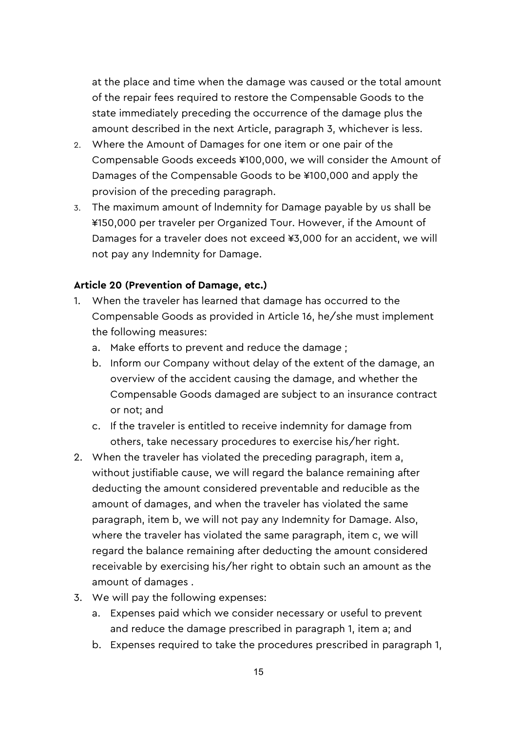at the place and time when the damage was caused or the total amount of the repair fees required to restore the Compensable Goods to the state immediately preceding the occurrence of the damage plus the amount described in the next Article, paragraph 3, whichever is less.

2. Where the Amount of Damages for one item or one pair of the Compensable Goods exceeds ¥100,000, we will consider the Amount of Damages of the Compensable Goods to be ¥100,000 and apply the provision of the preceding paragraph.
3. The maximum amount of Indemnity for Damage payable by us shall be ¥150,000 per traveler per Organized Tour. However, if the Amount of Damages for a traveler does not exceed ¥3,000 for an accident, we will not pay any Indemnity for Damage.

**Article 20 (Prevention of Damage, etc.)**

1. When the traveler has learned that damage has occurred to the Compensable Goods as provided in Article 16, he/she must implement the following measures:
   a. Make efforts to prevent and reduce the damage ;
   b. Inform our Company without delay of the extent of the damage, an overview of the accident causing the damage, and whether the Compensable Goods damaged are subject to an insurance contract or not; and
   c. If the traveler is entitled to receive indemnity for damage from others, take necessary procedures to exercise his/her right.
2. When the traveler has violated the preceding paragraph, item a, without justifiable cause, we will regard the balance remaining after deducting the amount considered preventable and reducible as the amount of damages, and when the traveler has violated the same paragraph, item b, we will not pay any Indemnity for Damage. Also, where the traveler has violated the same paragraph, item c, we will regard the balance remaining after deducting the amount considered receivable by exercising his/her right to obtain such an amount as the amount of damages .
3. We will pay the following expenses:
   a. Expenses paid which we consider necessary or useful to prevent and reduce the damage prescribed in paragraph 1, item a; and
   b. Expenses required to take the procedures prescribed in paragraph 1,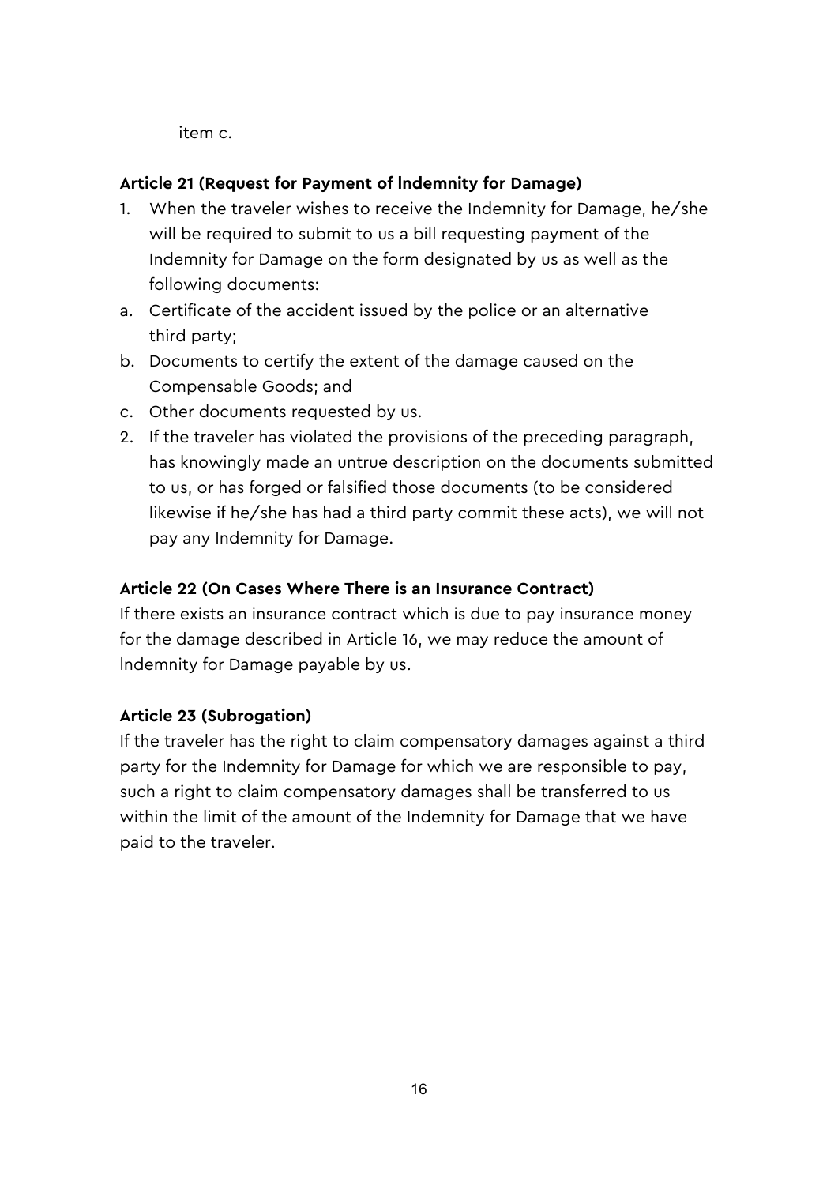item c.

**Article 21 (Request for Payment of lndemnity for Damage)**

1. When the traveler wishes to receive the Indemnity for Damage, he/she will be required to submit to us a bill requesting payment of the Indemnity for Damage on the form designated by us as well as the following documents:

a. Certificate of the accident issued by the police or an alternative third party;
b. Documents to certify the extent of the damage caused on the Compensable Goods; and
c. Other documents requested by us.

2. If the traveler has violated the provisions of the preceding paragraph, has knowingly made an untrue description on the documents submitted to us, or has forged or falsified those documents (to be considered likewise if he/she has had a third party commit these acts), we will not pay any Indemnity for Damage.

**Article 22 (On Cases Where There is an Insurance Contract)**

If there exists an insurance contract which is due to pay insurance money for the damage described in Article 16, we may reduce the amount of lndemnity for Damage payable by us.

**Article 23 (Subrogation)**

If the traveler has the right to claim compensatory damages against a third party for the Indemnity for Damage for which we are responsible to pay, such a right to claim compensatory damages shall be transferred to us within the limit of the amount of the Indemnity for Damage that we have paid to the traveler.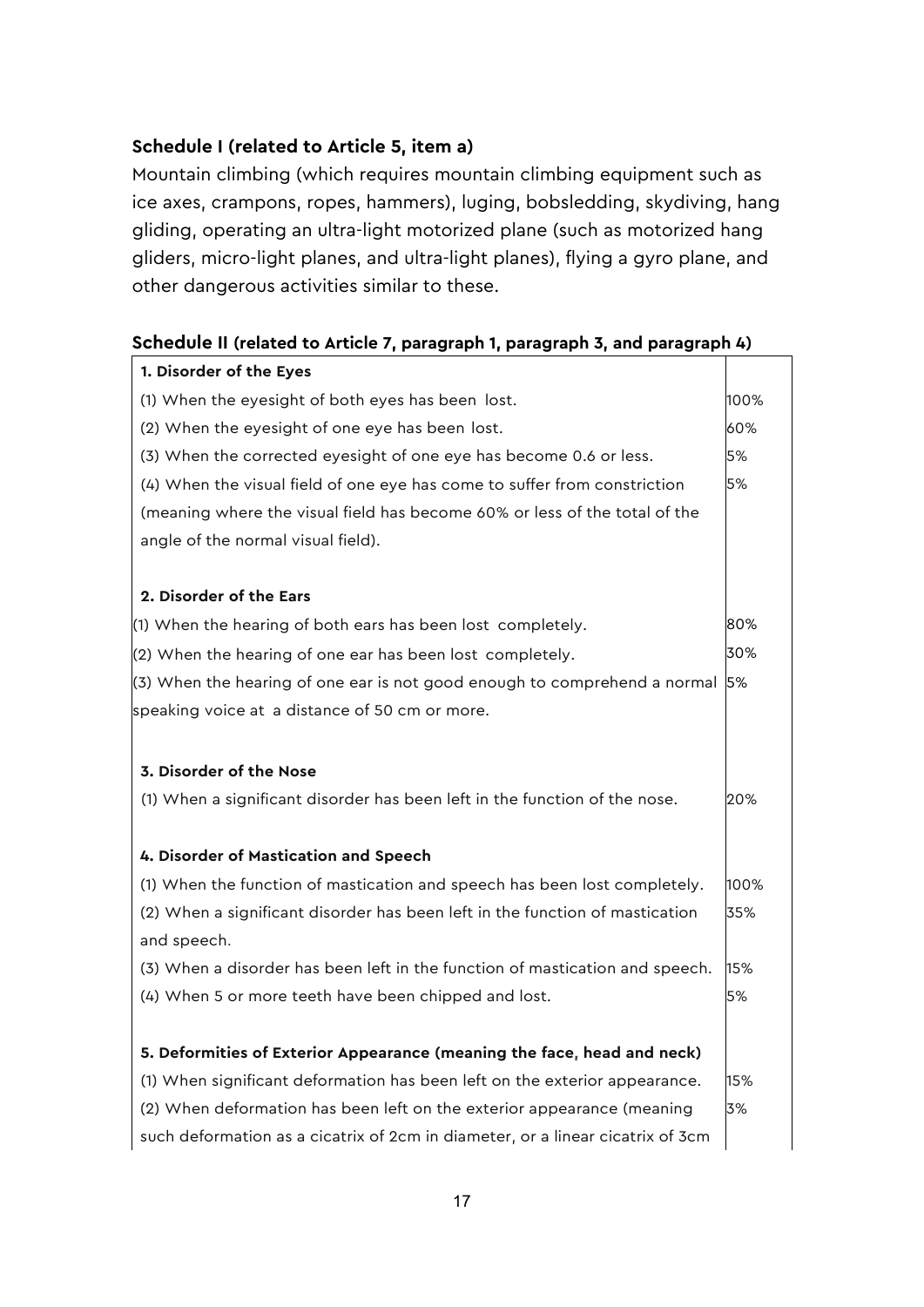**Schedule I (related to Article 5, item a)**

Mountain climbing (which requires mountain climbing equipment such as ice axes, crampons, ropes, hammers), luging, bobsledding, skydiving, hang gliding, operating an ultra-light motorized plane (such as motorized hang gliders, micro-light planes, and ultra-light planes), flying a gyro plane, and other dangerous activities similar to these.

**Schedule II (related to Article 7, paragraph 1, paragraph 3, and paragraph 4)**

| | |
|---|---|
| **1. Disorder of the Eyes** | |
| (1) When the eyesight of both eyes has been lost. | 100% |
| (2) When the eyesight of one eye has been lost. | 60% |
| (3) When the corrected eyesight of one eye has become 0.6 or less. | 5% |
| (4) When the visual field of one eye has come to suffer from constriction (meaning where the visual field has become 60% or less of the total of the angle of the normal visual field). | 5% |
| **2. Disorder of the Ears** | |
| (1) When the hearing of both ears has been lost completely. | 80% |
| (2) When the hearing of one ear has been lost completely. | 30% |
| (3) When the hearing of one ear is not good enough to comprehend a normal speaking voice at a distance of 50 cm or more. | 5% |
| **3. Disorder of the Nose** | |
| (1) When a significant disorder has been left in the function of the nose. | 20% |
| **4. Disorder of Mastication and Speech** | |
| (1) When the function of mastication and speech has been lost completely. | 100% |
| (2) When a significant disorder has been left in the function of mastication and speech. | 35% |
| (3) When a disorder has been left in the function of mastication and speech. | 15% |
| (4) When 5 or more teeth have been chipped and lost. | 5% |
| **5. Deformities of Exterior Appearance (meaning the face, head and neck)** | |
| (1) When significant deformation has been left on the exterior appearance. | 15% |
| (2) When deformation has been left on the exterior appearance (meaning such deformation as a cicatrix of 2cm in diameter, or a linear cicatrix of 3cm | 3% |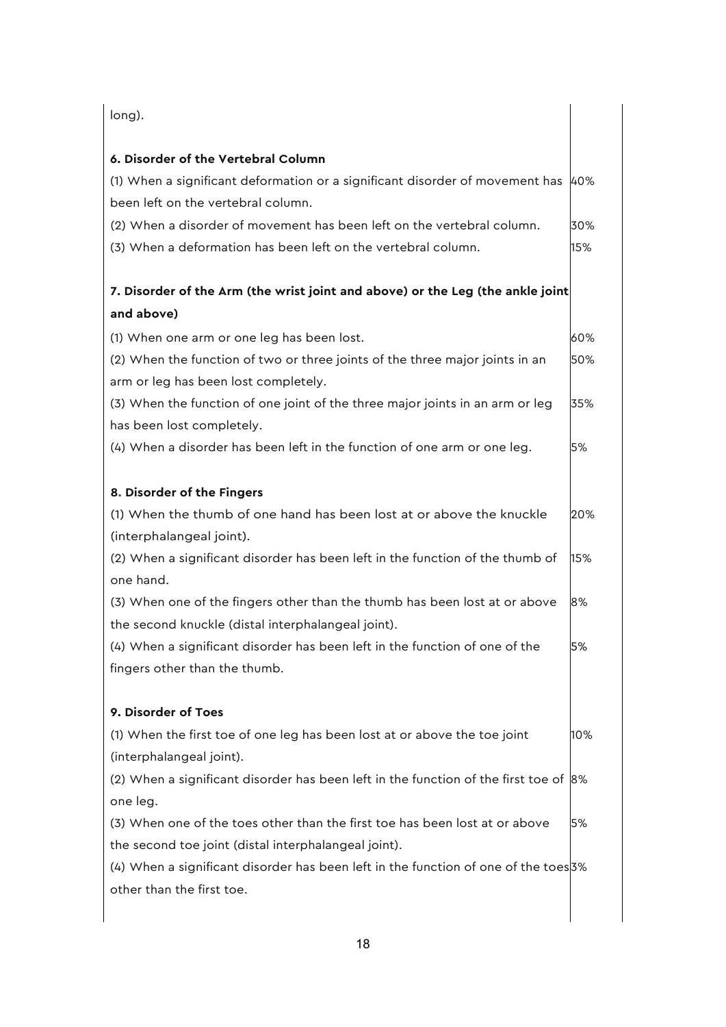long).

| | |
|---|---|
| **6. Disorder of the Vertebral Column** | |
| (1) When a significant deformation or a significant disorder of movement has been left on the vertebral column. | 40% |
| (2) When a disorder of movement has been left on the vertebral column. | 30% |
| (3) When a deformation has been left on the vertebral column. | 15% |
| **7. Disorder of the Arm (the wrist joint and above) or the Leg (the ankle joint and above)** | |
| (1) When one arm or one leg has been lost. | 60% |
| (2) When the function of two or three joints of the three major joints in an arm or leg has been lost completely. | 50% |
| (3) When the function of one joint of the three major joints in an arm or leg has been lost completely. | 35% |
| (4) When a disorder has been left in the function of one arm or one leg. | 5% |
| **8. Disorder of the Fingers** | |
| (1) When the thumb of one hand has been lost at or above the knuckle (interphalangeal joint). | 20% |
| (2) When a significant disorder has been left in the function of the thumb of one hand. | 15% |
| (3) When one of the fingers other than the thumb has been lost at or above the second knuckle (distal interphalangeal joint). | 8% |
| (4) When a significant disorder has been left in the function of one of the fingers other than the thumb. | 5% |
| **9. Disorder of Toes** | |
| (1) When the first toe of one leg has been lost at or above the toe joint (interphalangeal joint). | 10% |
| (2) When a significant disorder has been left in the function of the first toe of one leg. | 8% |
| (3) When one of the toes other than the first toe has been lost at or above the second toe joint (distal interphalangeal joint). | 5% |
| (4) When a significant disorder has been left in the function of one of the toes other than the first toe. | 3% |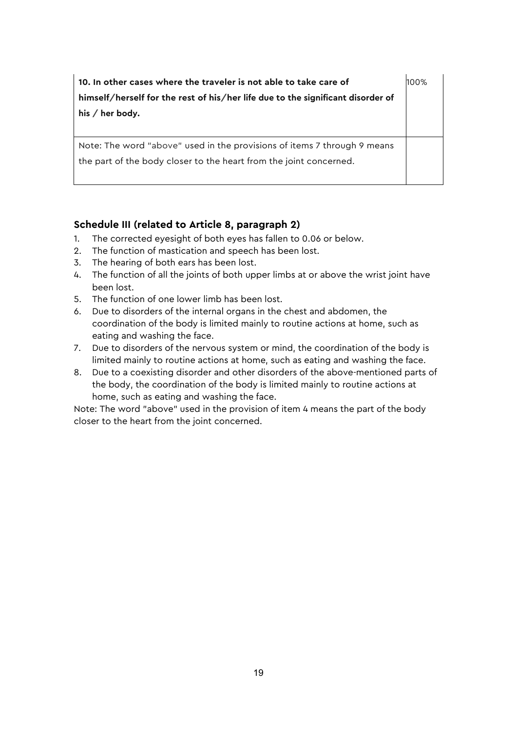| | |
|---|---|
| **10. In other cases where the traveler is not able to take care of himself/herself for the rest of his/her life due to the significant disorder of his / her body.** | 100% |
| Note: The word "above" used in the provisions of items 7 through 9 means the part of the body closer to the heart from the joint concerned. | |

### Schedule III (related to Article 8, paragraph 2)

1. The corrected eyesight of both eyes has fallen to 0.06 or below.
2. The function of mastication and speech has been lost.
3. The hearing of both ears has been lost.
4. The function of all the joints of both upper limbs at or above the wrist joint have been lost.
5. The function of one lower limb has been lost.
6. Due to disorders of the internal organs in the chest and abdomen, the coordination of the body is limited mainly to routine actions at home, such as eating and washing the face.
7. Due to disorders of the nervous system or mind, the coordination of the body is limited mainly to routine actions at home, such as eating and washing the face.
8. Due to a coexisting disorder and other disorders of the above-mentioned parts of the body, the coordination of the body is limited mainly to routine actions at home, such as eating and washing the face.

Note: The word "above" used in the provision of item 4 means the part of the body closer to the heart from the joint concerned.